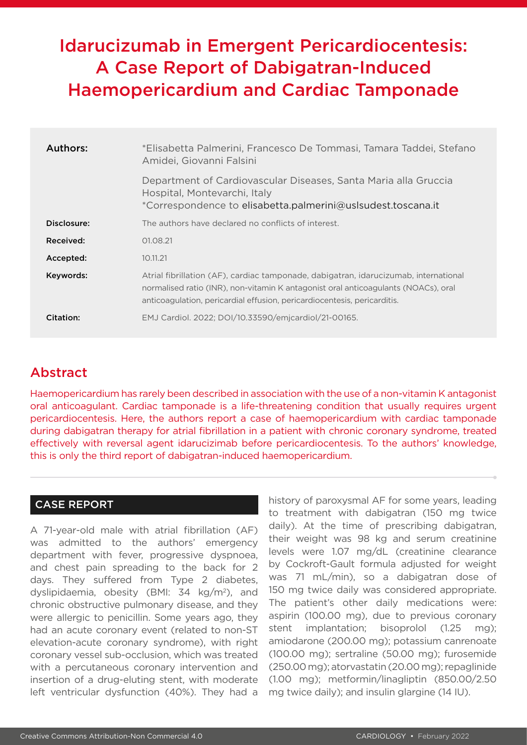# Idarucizumab in Emergent Pericardiocentesis: A Case Report of Dabigatran-Induced Haemopericardium and Cardiac Tamponade

| | |
|---|---|
| **Authors:** | *Elisabetta Palmerini, Francesco De Tommasi, Tamara Taddei, Stefano Amidei, Giovanni Falsini<br><br>Department of Cardiovascular Diseases, Santa Maria alla Gruccia Hospital, Montevarchi, Italy<br>*Correspondence to elisabetta.palmerini@uslsudest.toscana.it |
| **Disclosure:** | The authors have declared no conflicts of interest. |
| **Received:** | 01.08.21 |
| **Accepted:** | 10.11.21 |
| **Keywords:** | Atrial fibrillation (AF), cardiac tamponade, dabigatran, idarucizumab, international normalised ratio (INR), non-vitamin K antagonist oral anticoagulants (NOACs), oral anticoagulation, pericardial effusion, pericardiocentesis, pericarditis. |
| **Citation:** | EMJ Cardiol. 2022; DOI/10.33590/emjcardiol/21-00165. |

## Abstract

Haemopericardium has rarely been described in association with the use of a non-vitamin K antagonist oral anticoagulant. Cardiac tamponade is a life-threatening condition that usually requires urgent pericardiocentesis. Here, the authors report a case of haemopericardium with cardiac tamponade during dabigatran therapy for atrial fibrillation in a patient with chronic coronary syndrome, treated effectively with reversal agent idarucizimab before pericardiocentesis. To the authors' knowledge, this is only the third report of dabigatran-induced haemopericardium.

## CASE REPORT

A 71-year-old male with atrial fibrillation (AF) was admitted to the authors' emergency department with fever, progressive dyspnoea, and chest pain spreading to the back for 2 days. They suffered from Type 2 diabetes, dyslipidaemia, obesity (BMI: 34 kg/m$^2$), and chronic obstructive pulmonary disease, and they were allergic to penicillin. Some years ago, they had an acute coronary event (related to non-ST elevation-acute coronary syndrome), with right coronary vessel sub-occlusion, which was treated with a percutaneous coronary intervention and insertion of a drug-eluting stent, with moderate left ventricular dysfunction (40%). They had a history of paroxysmal AF for some years, leading to treatment with dabigatran (150 mg twice daily). At the time of prescribing dabigatran, their weight was 98 kg and serum creatinine levels were 1.07 mg/dL (creatinine clearance by Cockroft-Gault formula adjusted for weight was 71 mL/min), so a dabigatran dose of 150 mg twice daily was considered appropriate. The patient's other daily medications were: aspirin (100.00 mg), due to previous coronary stent implantation; bisoprolol (1.25 mg); amiodarone (200.00 mg); potassium canrenoate (100.00 mg); sertraline (50.00 mg); furosemide (250.00 mg); atorvastatin (20.00 mg); repaglinide (1.00 mg); metformin/linagliptin (850.00/2.50 mg twice daily); and insulin glargine (14 IU).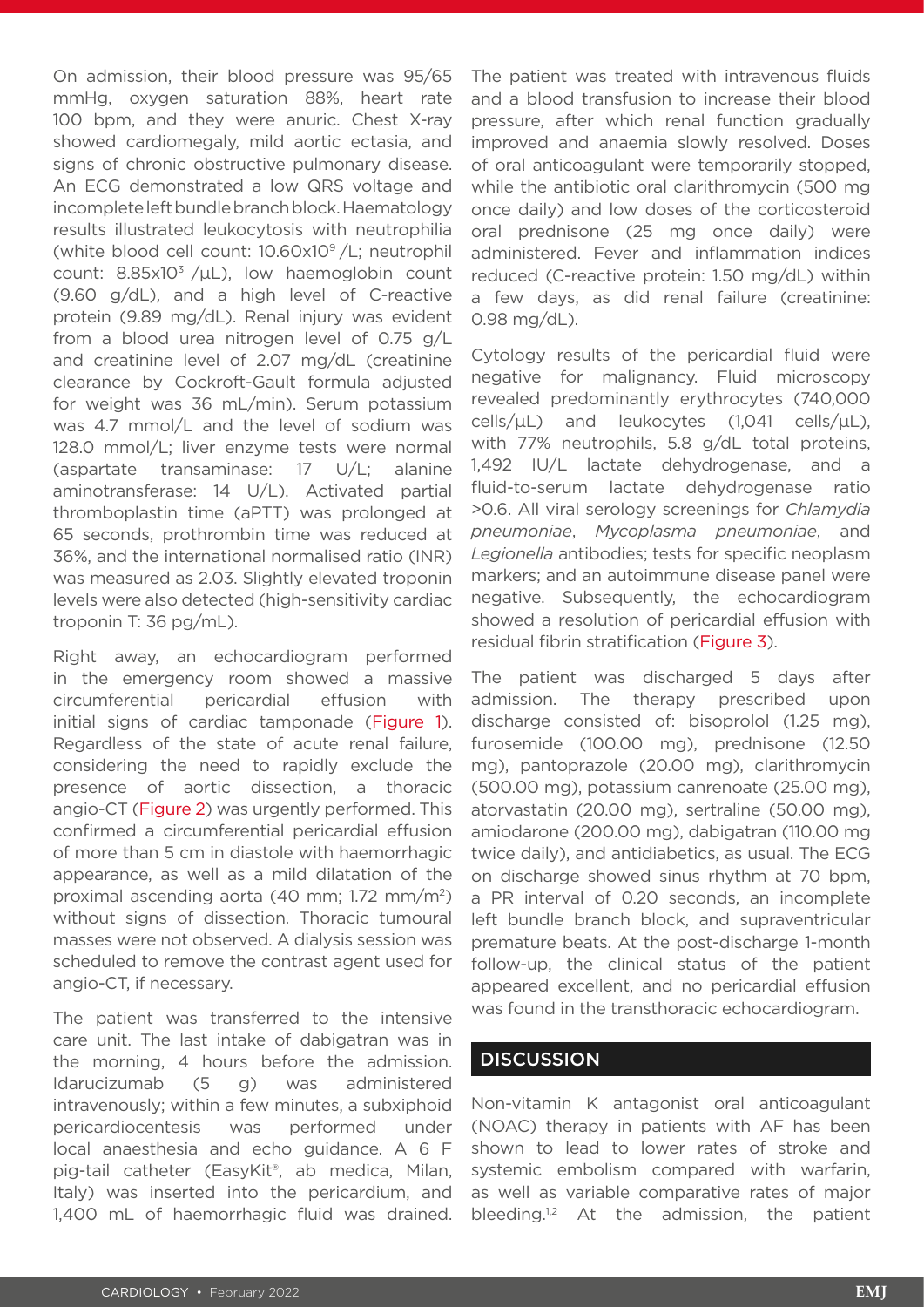On admission, their blood pressure was 95/65 mmHg, oxygen saturation 88%, heart rate 100 bpm, and they were anuric. Chest X-ray showed cardiomegaly, mild aortic ectasia, and signs of chronic obstructive pulmonary disease. An ECG demonstrated a low QRS voltage and incomplete left bundle branch block. Haematology results illustrated leukocytosis with neutrophilia (white blood cell count: $10.60 \times 10^9$/L; neutrophil count: $8.85 \times 10^3$ /µL), low haemoglobin count (9.60 g/dL), and a high level of C-reactive protein (9.89 mg/dL). Renal injury was evident from a blood urea nitrogen level of 0.75 g/L and creatinine level of 2.07 mg/dL (creatinine clearance by Cockroft-Gault formula adjusted for weight was 36 mL/min). Serum potassium was 4.7 mmol/L and the level of sodium was 128.0 mmol/L; liver enzyme tests were normal (aspartate transaminase: 17 U/L; alanine aminotransferase: 14 U/L). Activated partial thromboplastin time (aPTT) was prolonged at 65 seconds, prothrombin time was reduced at 36%, and the international normalised ratio (INR) was measured as 2.03. Slightly elevated troponin levels were also detected (high-sensitivity cardiac troponin T: 36 pg/mL).

Right away, an echocardiogram performed in the emergency room showed a massive circumferential pericardial effusion with initial signs of cardiac tamponade (Figure 1). Regardless of the state of acute renal failure, considering the need to rapidly exclude the presence of aortic dissection, a thoracic angio-CT (Figure 2) was urgently performed. This confirmed a circumferential pericardial effusion of more than 5 cm in diastole with haemorrhagic appearance, as well as a mild dilatation of the proximal ascending aorta (40 mm; 1.72 mm/m$^2$) without signs of dissection. Thoracic tumoural masses were not observed. A dialysis session was scheduled to remove the contrast agent used for angio-CT, if necessary.

The patient was transferred to the intensive care unit. The last intake of dabigatran was in the morning, 4 hours before the admission. Idarucizumab (5 g) was administered intravenously; within a few minutes, a subxiphoid pericardiocentesis was performed under local anaesthesia and echo guidance. A 6 F pig-tail catheter (EasyKit®, ab medica, Milan, Italy) was inserted into the pericardium, and 1,400 mL of haemorrhagic fluid was drained. The patient was treated with intravenous fluids and a blood transfusion to increase their blood pressure, after which renal function gradually improved and anaemia slowly resolved. Doses of oral anticoagulant were temporarily stopped, while the antibiotic oral clarithromycin (500 mg once daily) and low doses of the corticosteroid oral prednisone (25 mg once daily) were administered. Fever and inflammation indices reduced (C-reactive protein: 1.50 mg/dL) within a few days, as did renal failure (creatinine: 0.98 mg/dL).

Cytology results of the pericardial fluid were negative for malignancy. Fluid microscopy revealed predominantly erythrocytes (740,000 cells/µL) and leukocytes (1,041 cells/µL), with 77% neutrophils, 5.8 g/dL total proteins, 1,492 IU/L lactate dehydrogenase, and a fluid-to-serum lactate dehydrogenase ratio >0.6. All viral serology screenings for *Chlamydia pneumoniae*, *Mycoplasma pneumoniae*, and *Legionella* antibodies; tests for specific neoplasm markers; and an autoimmune disease panel were negative. Subsequently, the echocardiogram showed a resolution of pericardial effusion with residual fibrin stratification (Figure 3).

The patient was discharged 5 days after admission. The therapy prescribed upon discharge consisted of: bisoprolol (1.25 mg), furosemide (100.00 mg), prednisone (12.50 mg), pantoprazole (20.00 mg), clarithromycin (500.00 mg), potassium canrenoate (25.00 mg), atorvastatin (20.00 mg), sertraline (50.00 mg), amiodarone (200.00 mg), dabigatran (110.00 mg twice daily), and antidiabetics, as usual. The ECG on discharge showed sinus rhythm at 70 bpm, a PR interval of 0.20 seconds, an incomplete left bundle branch block, and supraventricular premature beats. At the post-discharge 1-month follow-up, the clinical status of the patient appeared excellent, and no pericardial effusion was found in the transthoracic echocardiogram.

## DISCUSSION

Non-vitamin K antagonist oral anticoagulant (NOAC) therapy in patients with AF has been shown to lead to lower rates of stroke and systemic embolism compared with warfarin, as well as variable comparative rates of major bleeding.[1,2] At the admission, the patient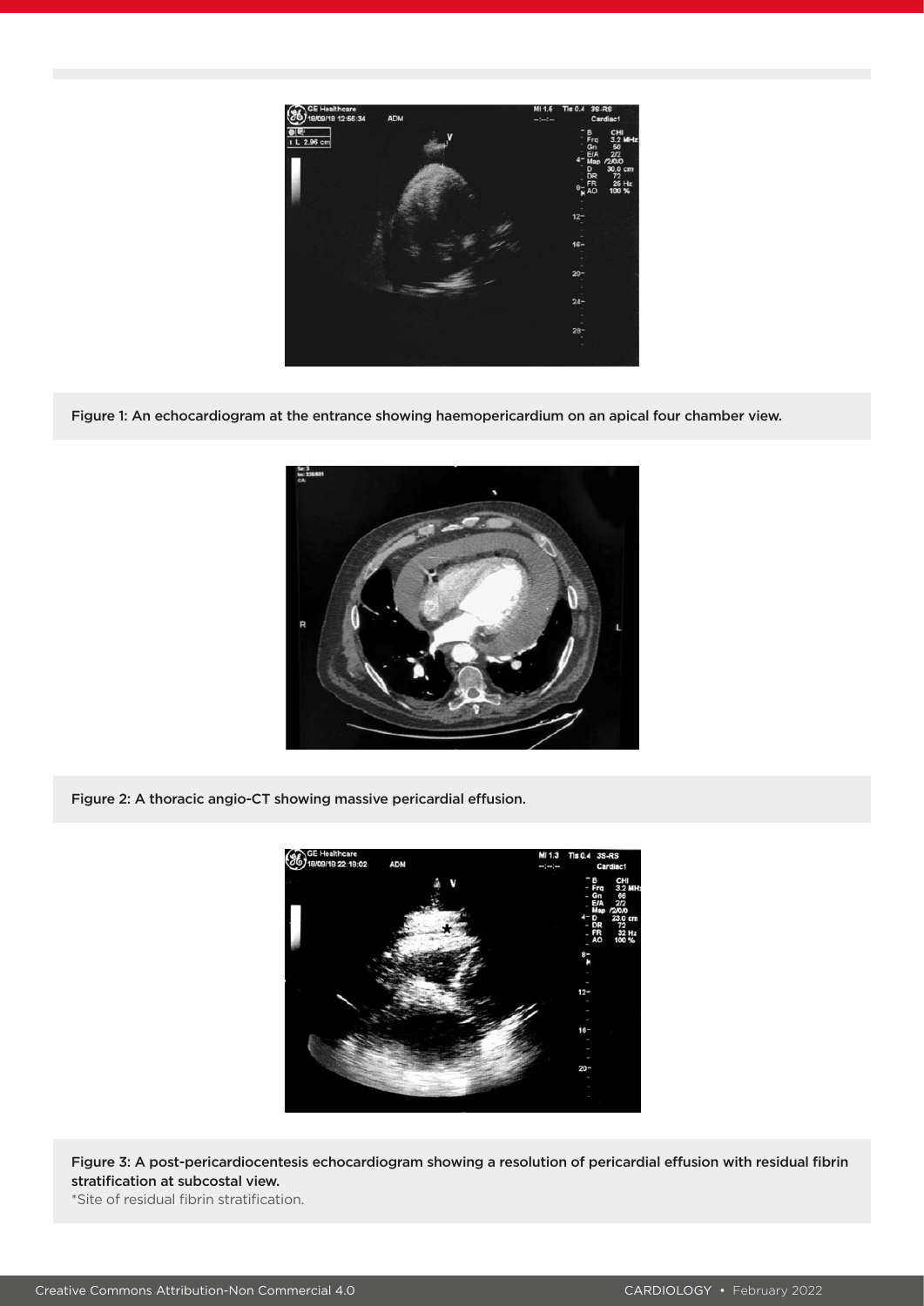Figure 1: An echocardiogram at the entrance showing haemopericardium on an apical four chamber view.

Figure 2: A thoracic angio-CT showing massive pericardial effusion.

Figure 3: A post-pericardiocentesis echocardiogram showing a resolution of pericardial effusion with residual fibrin stratification at subcostal view.

*Site of residual fibrin stratification.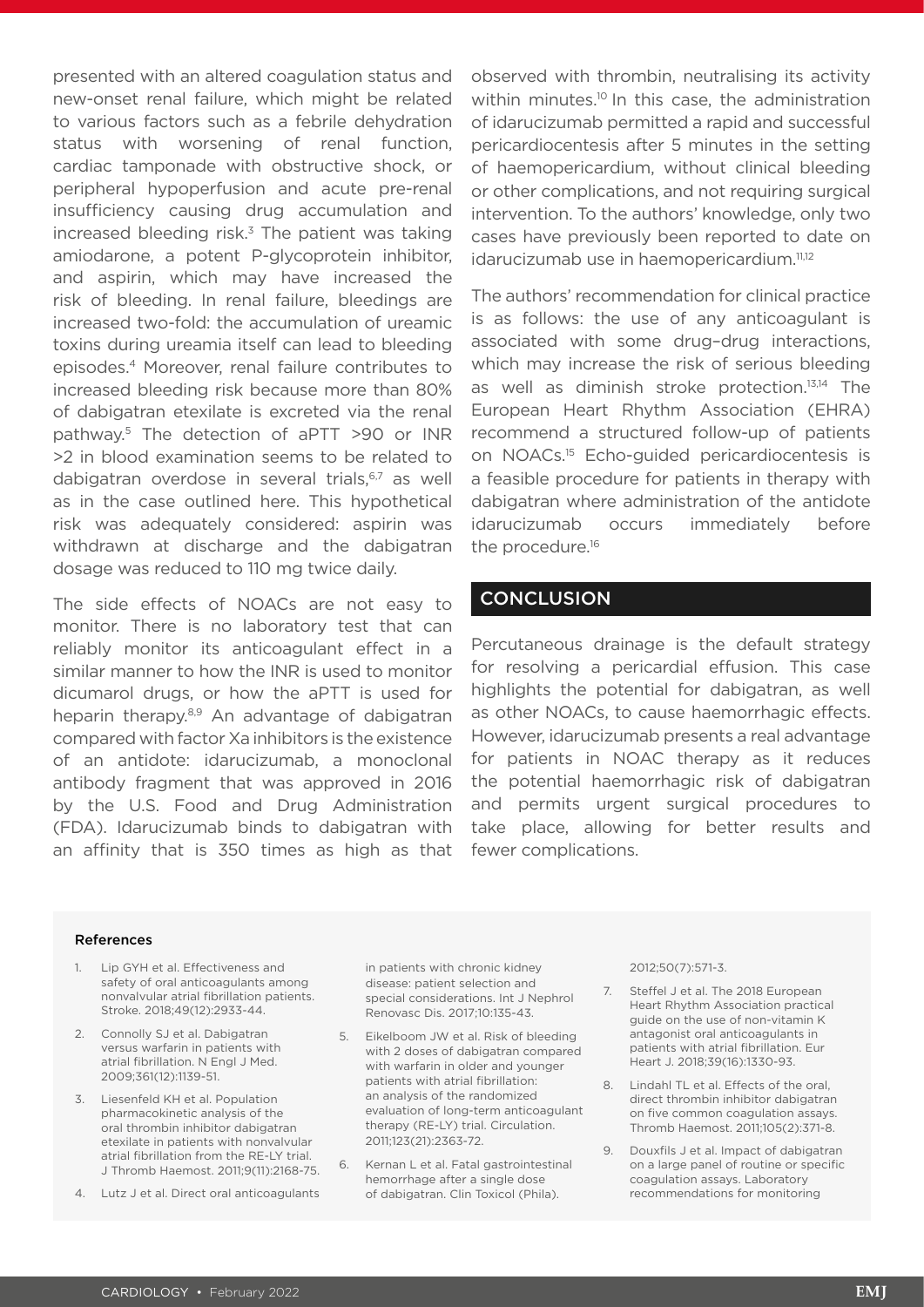presented with an altered coagulation status and new-onset renal failure, which might be related to various factors such as a febrile dehydration status with worsening of renal function, cardiac tamponade with obstructive shock, or peripheral hypoperfusion and acute pre-renal insufficiency causing drug accumulation and increased bleeding risk.[3] The patient was taking amiodarone, a potent P-glycoprotein inhibitor, and aspirin, which may have increased the risk of bleeding. In renal failure, bleedings are increased two-fold: the accumulation of ureamic toxins during ureamia itself can lead to bleeding episodes.[4] Moreover, renal failure contributes to increased bleeding risk because more than 80% of dabigatran etexilate is excreted via the renal pathway.[5] The detection of aPTT >90 or INR >2 in blood examination seems to be related to dabigatran overdose in several trials,[6,7] as well as in the case outlined here. This hypothetical risk was adequately considered: aspirin was withdrawn at discharge and the dabigatran dosage was reduced to 110 mg twice daily.

The side effects of NOACs are not easy to monitor. There is no laboratory test that can reliably monitor its anticoagulant effect in a similar manner to how the INR is used to monitor dicumarol drugs, or how the aPTT is used for heparin therapy.[8,9] An advantage of dabigatran compared with factor Xa inhibitors is the existence of an antidote: idarucizumab, a monoclonal antibody fragment that was approved in 2016 by the U.S. Food and Drug Administration (FDA). Idarucizumab binds to dabigatran with an affinity that is 350 times as high as that observed with thrombin, neutralising its activity within minutes.[10] In this case, the administration of idarucizumab permitted a rapid and successful pericardiocentesis after 5 minutes in the setting of haemopericardium, without clinical bleeding or other complications, and not requiring surgical intervention. To the authors' knowledge, only two cases have previously been reported to date on idarucizumab use in haemopericardium.[11,12]

The authors' recommendation for clinical practice is as follows: the use of any anticoagulant is associated with some drug–drug interactions, which may increase the risk of serious bleeding as well as diminish stroke protection.[13,14] The European Heart Rhythm Association (EHRA) recommend a structured follow-up of patients on NOACs.[15] Echo-guided pericardiocentesis is a feasible procedure for patients in therapy with dabigatran where administration of the antidote idarucizumab occurs immediately before the procedure.[16]

## CONCLUSION

Percutaneous drainage is the default strategy for resolving a pericardial effusion. This case highlights the potential for dabigatran, as well as other NOACs, to cause haemorrhagic effects. However, idarucizumab presents a real advantage for patients in NOAC therapy as it reduces the potential haemorrhagic risk of dabigatran and permits urgent surgical procedures to take place, allowing for better results and fewer complications.

#### References

1. Lip GYH et al. Effectiveness and safety of oral anticoagulants among nonvalvular atrial fibrillation patients. Stroke. 2018;49(12):2933-44.
2. Connolly SJ et al. Dabigatran versus warfarin in patients with atrial fibrillation. N Engl J Med. 2009;361(12):1139-51.
3. Liesenfeld KH et al. Population pharmacokinetic analysis of the oral thrombin inhibitor dabigatran etexilate in patients with nonvalvular atrial fibrillation from the RE-LY trial. J Thromb Haemost. 2011;9(11):2168-75.
4. Lutz J et al. Direct oral anticoagulants in patients with chronic kidney disease: patient selection and special considerations. Int J Nephrol Renovasc Dis. 2017;10:135-43.
5. Eikelboom JW et al. Risk of bleeding with 2 doses of dabigatran compared with warfarin in older and younger patients with atrial fibrillation: an analysis of the randomized evaluation of long-term anticoagulant therapy (RE-LY) trial. Circulation. 2011;123(21):2363-72.
6. Kernan L et al. Fatal gastrointestinal hemorrhage after a single dose of dabigatran. Clin Toxicol (Phila). 2012;50(7):571-3.
7. Steffel J et al. The 2018 European Heart Rhythm Association practical guide on the use of non-vitamin K antagonist oral anticoagulants in patients with atrial fibrillation. Eur Heart J. 2018;39(16):1330-93.
8. Lindahl TL et al. Effects of the oral, direct thrombin inhibitor dabigatran on five common coagulation assays. Thromb Haemost. 2011;105(2):371-8.
9. Douxfils J et al. Impact of dabigatran on a large panel of routine or specific coagulation assays. Laboratory recommendations for monitoring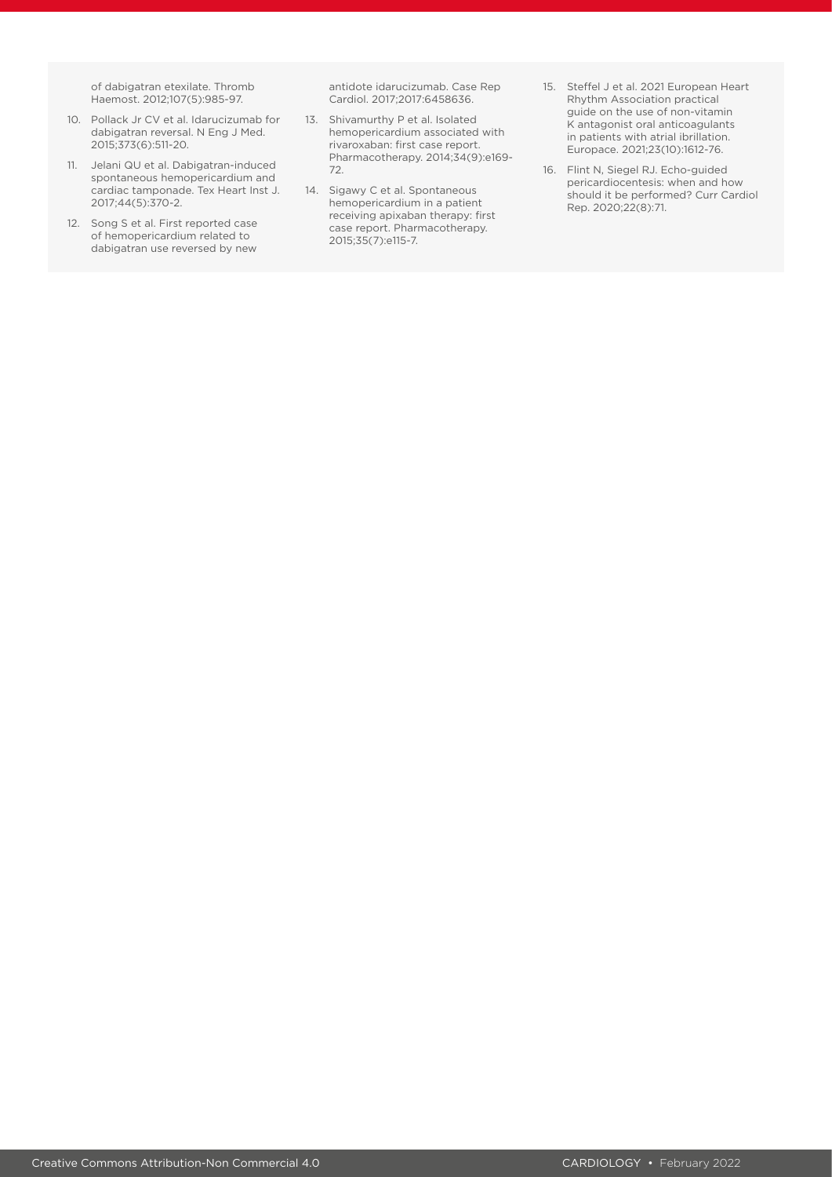of dabigatran etexilate. Thromb Haemost. 2012;107(5):985-97.

10. Pollack Jr CV et al. Idarucizumab for dabigatran reversal. N Eng J Med. 2015;373(6):511-20.
11. Jelani QU et al. Dabigatran-induced spontaneous hemopericardium and cardiac tamponade. Tex Heart Inst J. 2017;44(5):370-2.
12. Song S et al. First reported case of hemopericardium related to dabigatran use reversed by new antidote idarucizumab. Case Rep Cardiol. 2017;2017:6458636.
13. Shivamurthy P et al. Isolated hemopericardium associated with rivaroxaban: first case report. Pharmacotherapy. 2014;34(9):e169-72.
14. Sigawy C et al. Spontaneous hemopericardium in a patient receiving apixaban therapy: first case report. Pharmacotherapy. 2015;35(7):e115-7.
15. Steffel J et al. 2021 European Heart Rhythm Association practical guide on the use of non-vitamin K antagonist oral anticoagulants in patients with atrial ibrillation. Europace. 2021;23(10):1612-76.
16. Flint N, Siegel RJ. Echo-guided pericardiocentesis: when and how should it be performed? Curr Cardiol Rep. 2020;22(8):71.